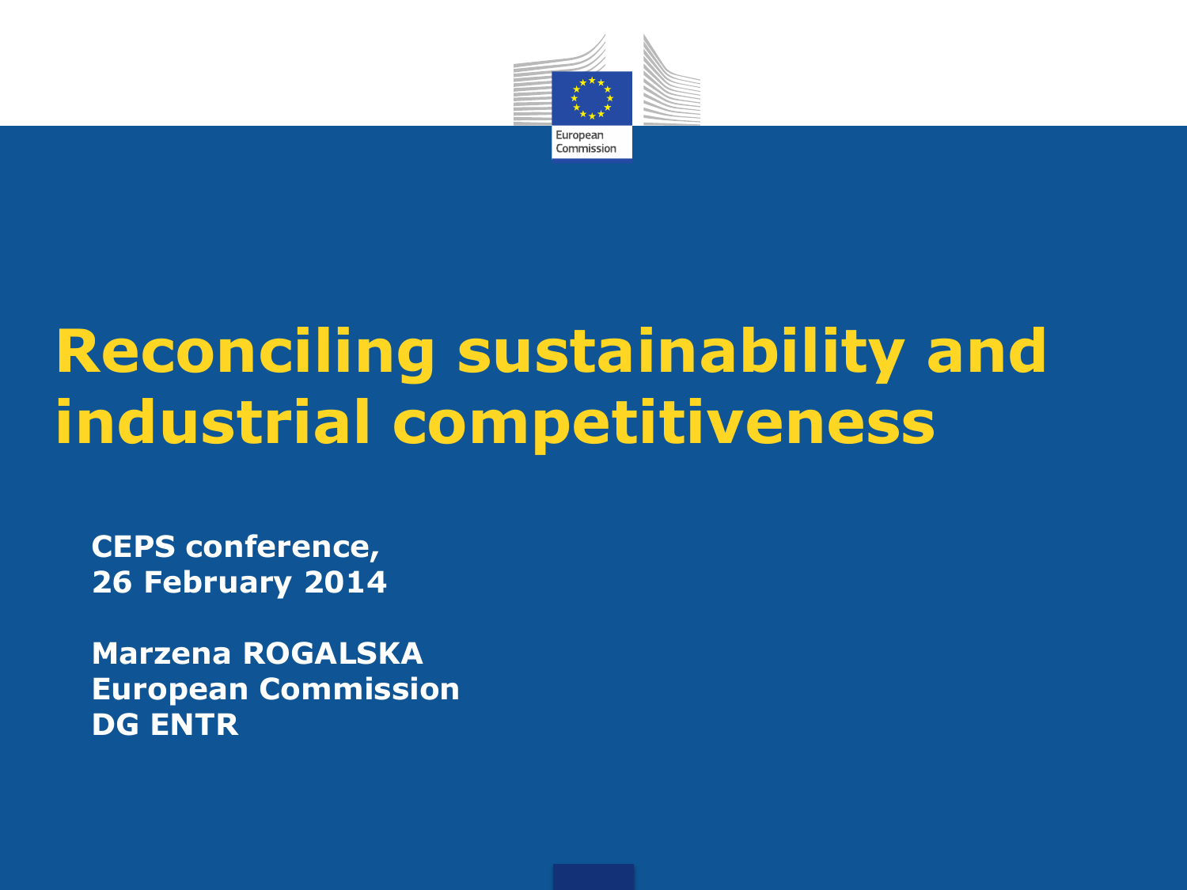# Reconciling sustainability and industrial competitiveness

**CEPS conference,**
**26 February 2014**

**Marzena ROGALSKA**
**European Commission**
**DG ENTR**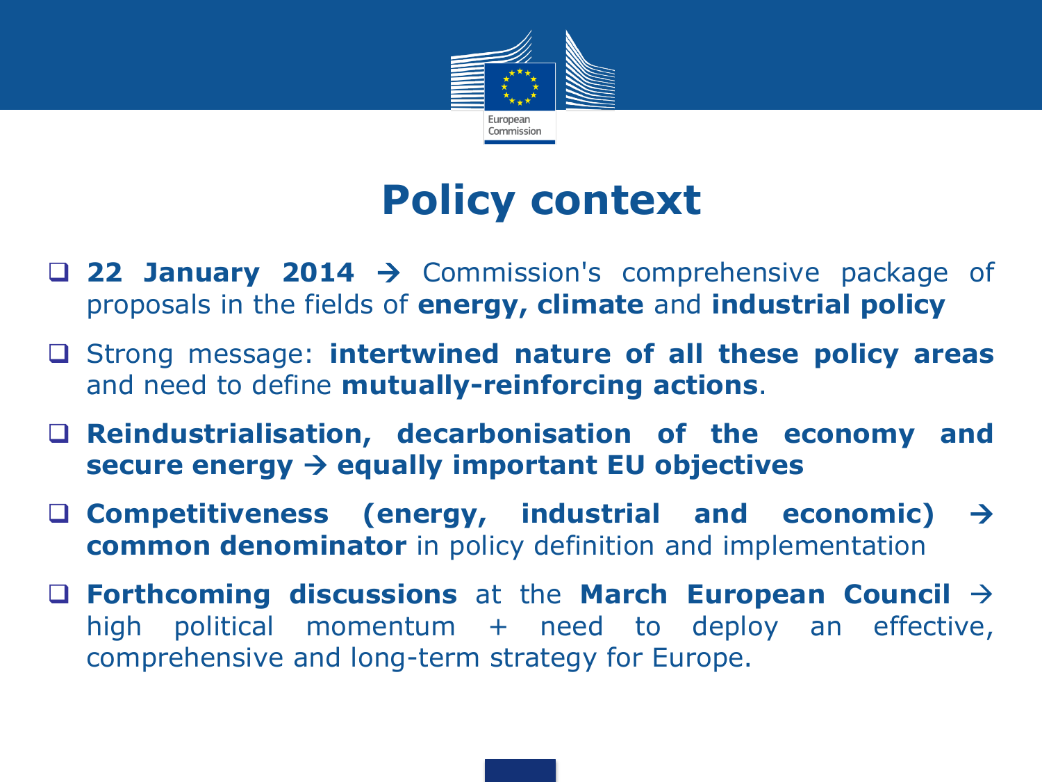# Policy context

- **22 January 2014** → Commission's comprehensive package of proposals in the fields of **energy, climate** and **industrial policy**
- Strong message: **intertwined nature of all these policy areas** and need to define **mutually-reinforcing actions**.
- **Reindustrialisation, decarbonisation of the economy and secure energy → equally important EU objectives**
- **Competitiveness (energy, industrial and economic) → common denominator** in policy definition and implementation
- **Forthcoming discussions** at the **March European Council** → high political momentum + need to deploy an effective, comprehensive and long-term strategy for Europe.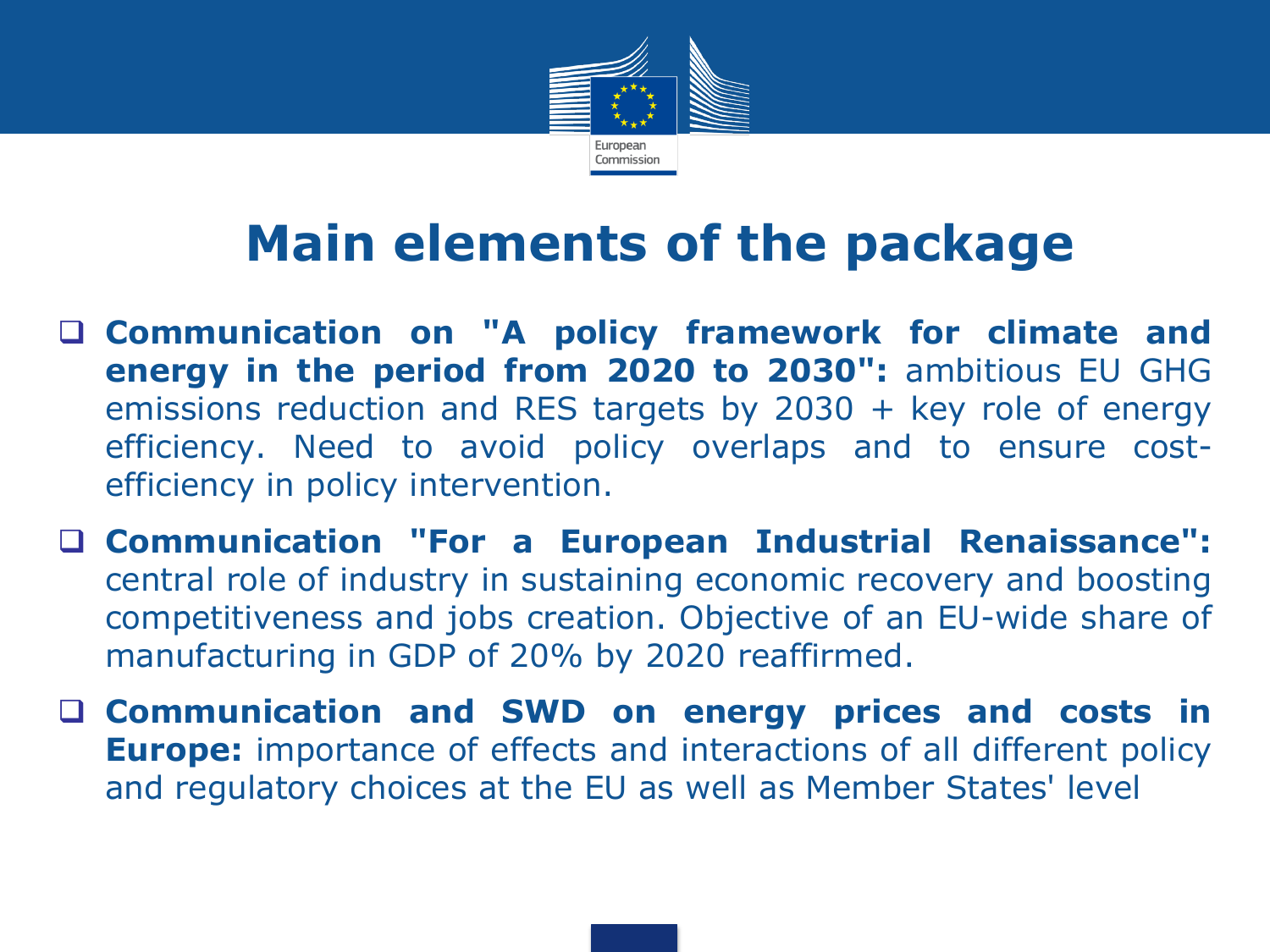# Main elements of the package

- **Communication on "A policy framework for climate and energy in the period from 2020 to 2030":** ambitious EU GHG emissions reduction and RES targets by 2030 + key role of energy efficiency. Need to avoid policy overlaps and to ensure cost-efficiency in policy intervention.
- **Communication "For a European Industrial Renaissance":** central role of industry in sustaining economic recovery and boosting competitiveness and jobs creation. Objective of an EU-wide share of manufacturing in GDP of 20% by 2020 reaffirmed.
- **Communication and SWD on energy prices and costs in Europe:** importance of effects and interactions of all different policy and regulatory choices at the EU as well as Member States' level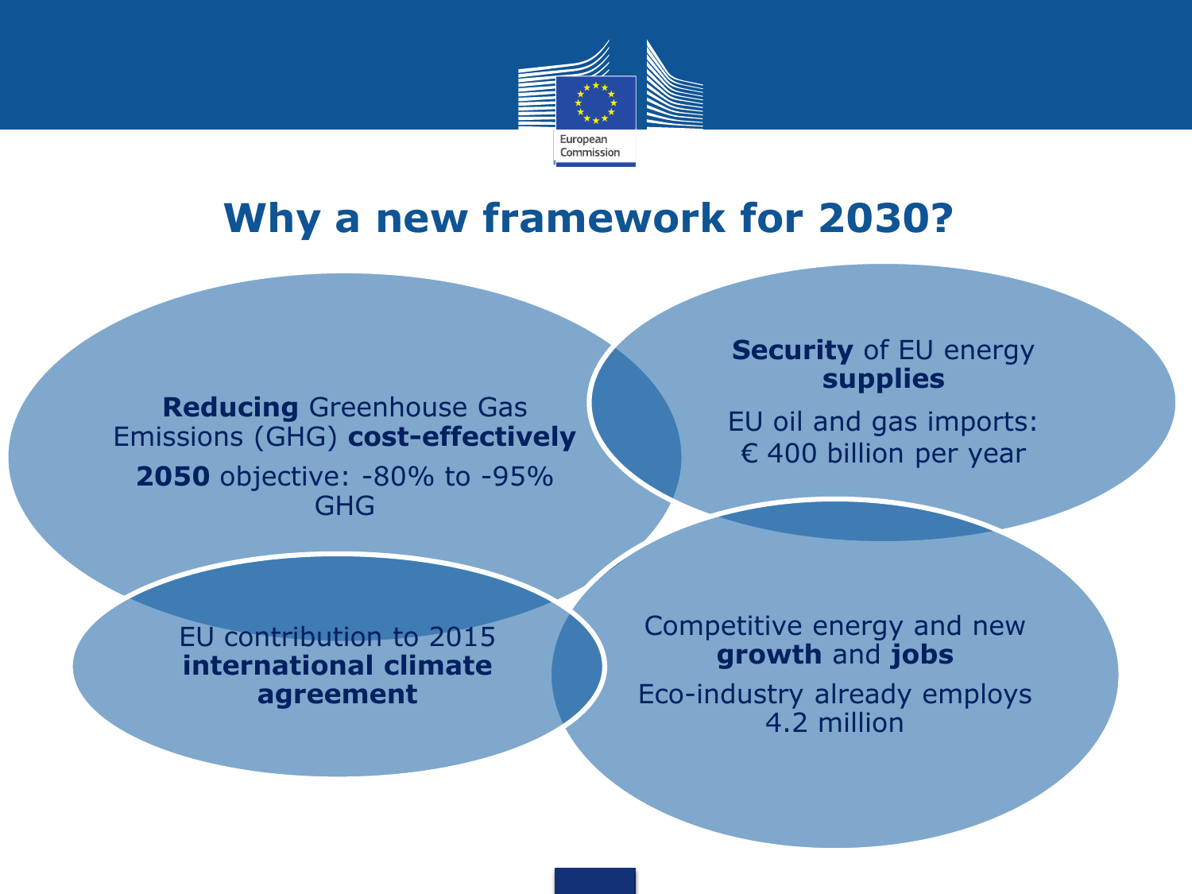# Why a new framework for 2030?

**Reducing** Greenhouse Gas Emissions (GHG) **cost-effectively**

**2050** objective: -80% to -95% GHG

**Security** of EU energy **supplies**

EU oil and gas imports: € 400 billion per year

EU contribution to 2015 **international climate agreement**

Competitive energy and new **growth** and **jobs**

Eco-industry already employs 4.2 million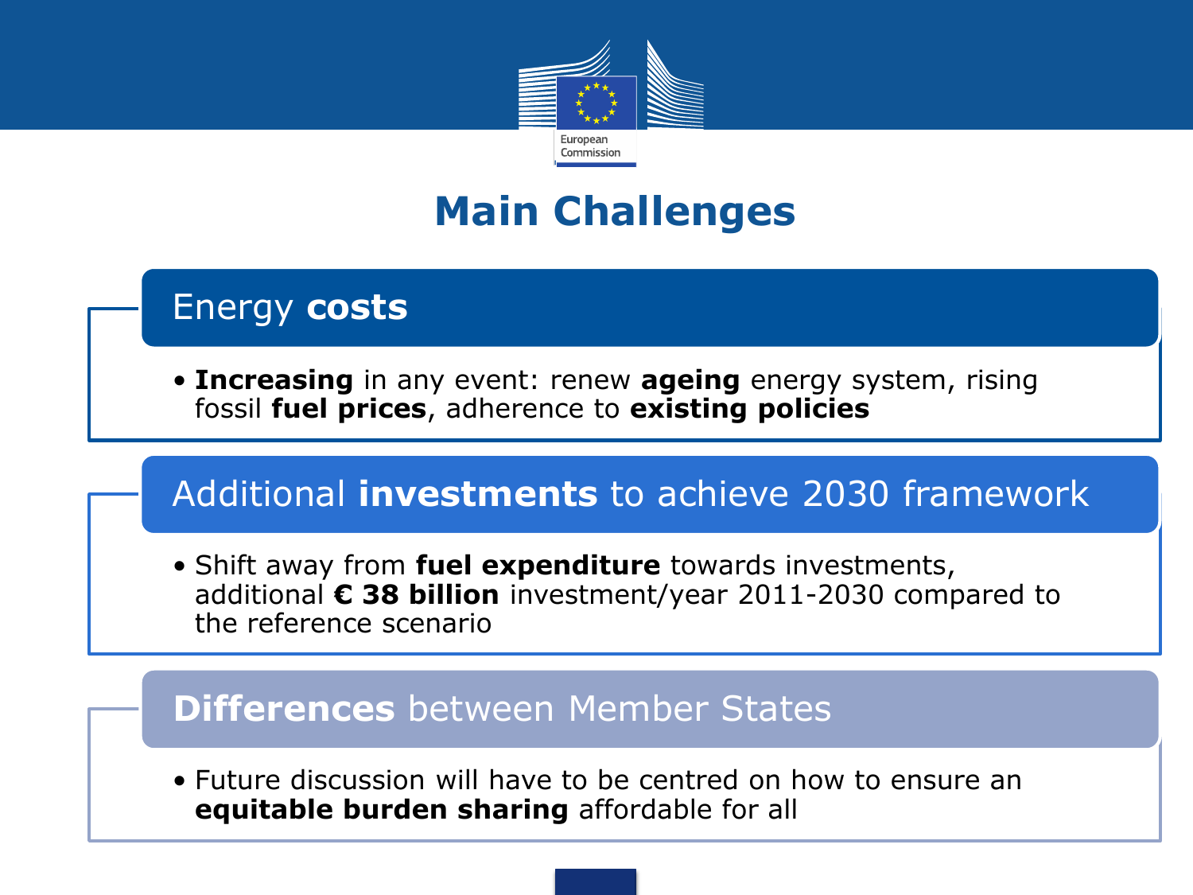# Main Challenges

## Energy **costs**

- **Increasing** in any event: renew **ageing** energy system, rising fossil **fuel prices**, adherence to **existing policies**

## Additional **investments** to achieve 2030 framework

- Shift away from **fuel expenditure** towards investments, additional **€ 38 billion** investment/year 2011-2030 compared to the reference scenario

## **Differences** between Member States

- Future discussion will have to be centred on how to ensure an **equitable burden sharing** affordable for all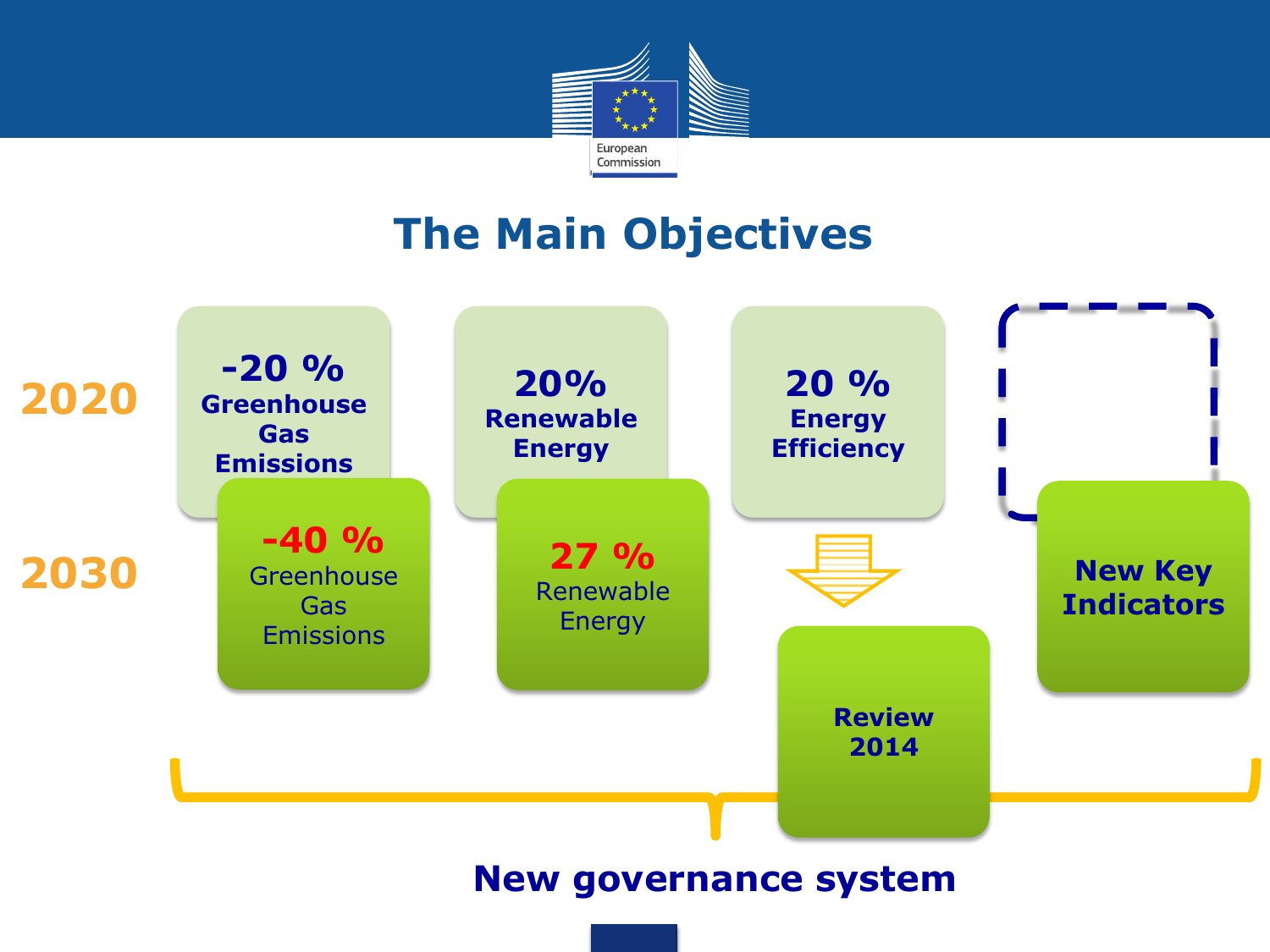# The Main Objectives

**2020**

- **-20 % Greenhouse Gas Emissions**
- **20% Renewable Energy**
- **20 % Energy Efficiency**

**2030**

- **-40 %** Greenhouse Gas Emissions
- **27 %** Renewable Energy
- **Review 2014**
- **New Key Indicators**

**New governance system**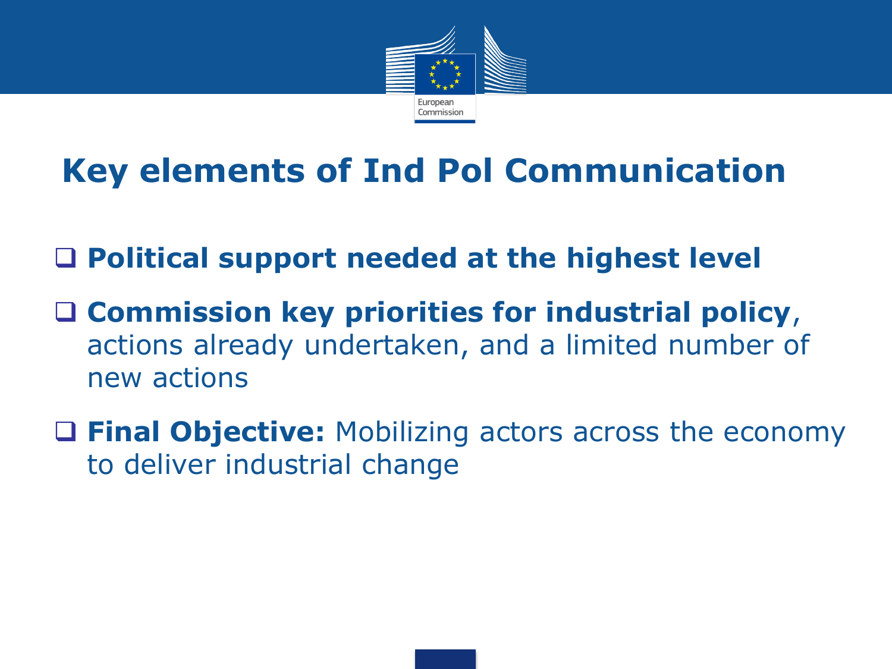# Key elements of Ind Pol Communication

- **Political support needed at the highest level**
- **Commission key priorities for industrial policy**, actions already undertaken, and a limited number of new actions
- **Final Objective:** Mobilizing actors across the economy to deliver industrial change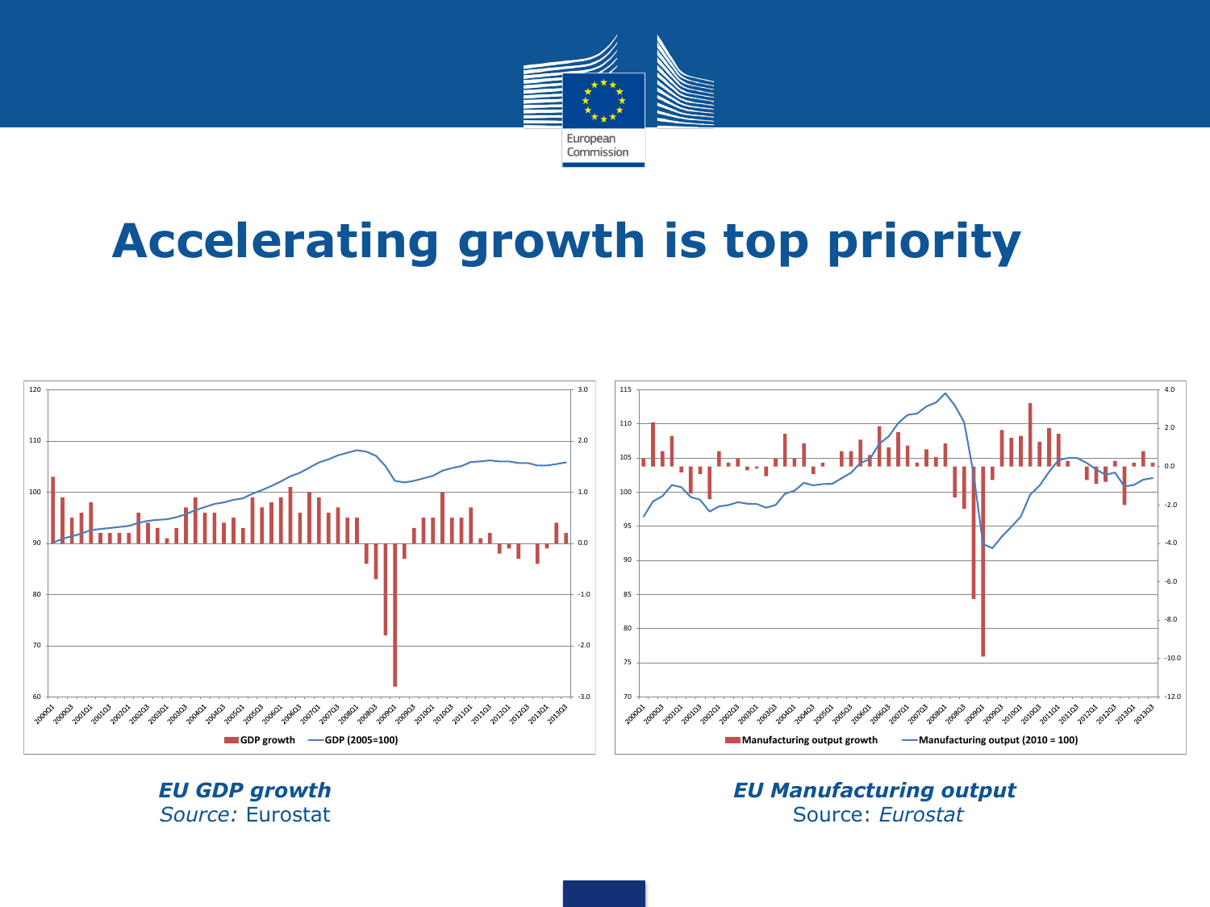# Accelerating growth is top priority

***EU GDP growth***
*Source:* Eurostat

***EU Manufacturing output***
Source: *Eurostat*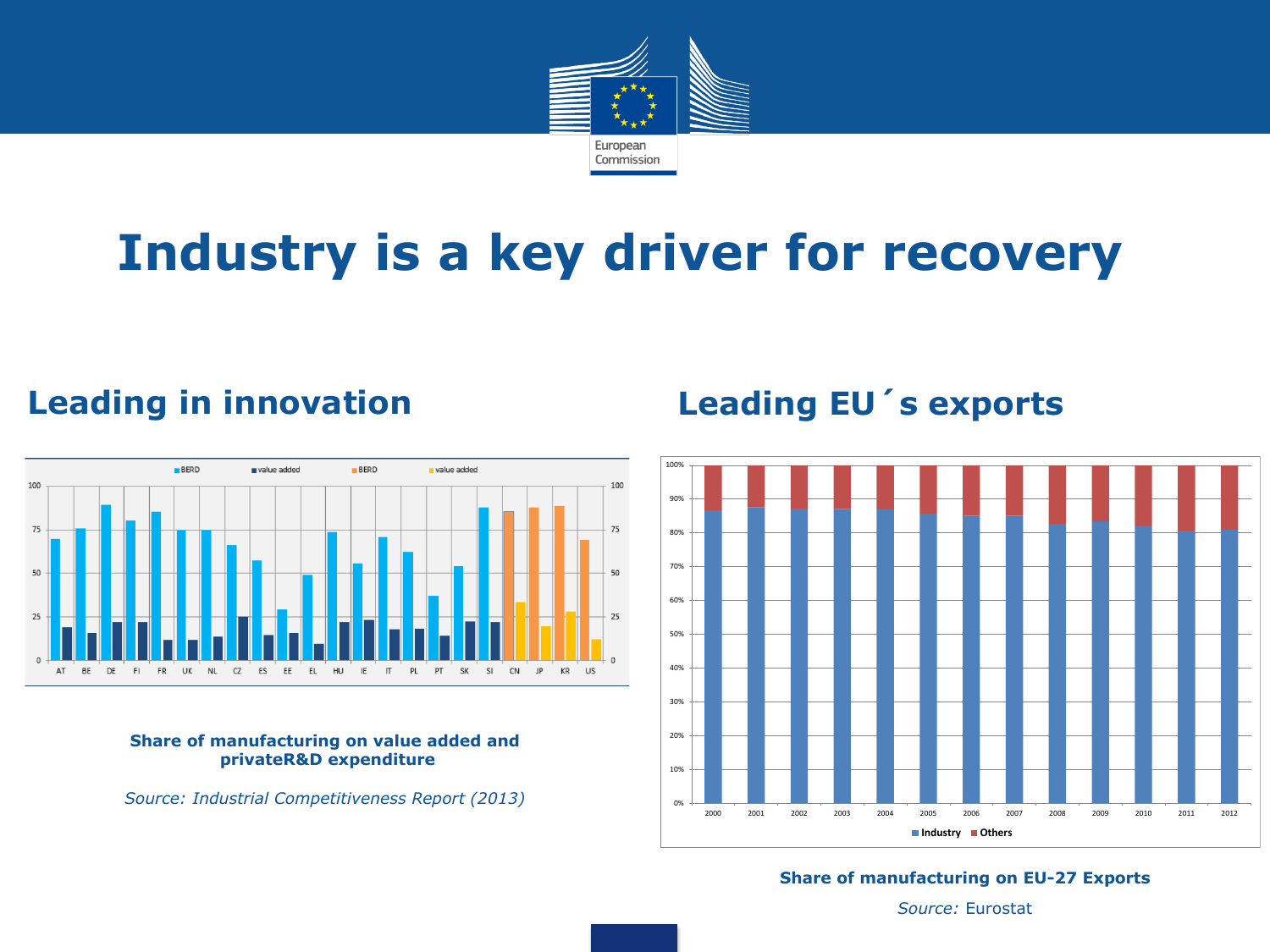# Industry is a key driver for recovery

## Leading in innovation

**Share of manufacturing on value added and privateR&D expenditure**

*Source: Industrial Competitiveness Report (2013)*

## Leading EU´s exports

**Share of manufacturing on EU-27 Exports**

*Source:* Eurostat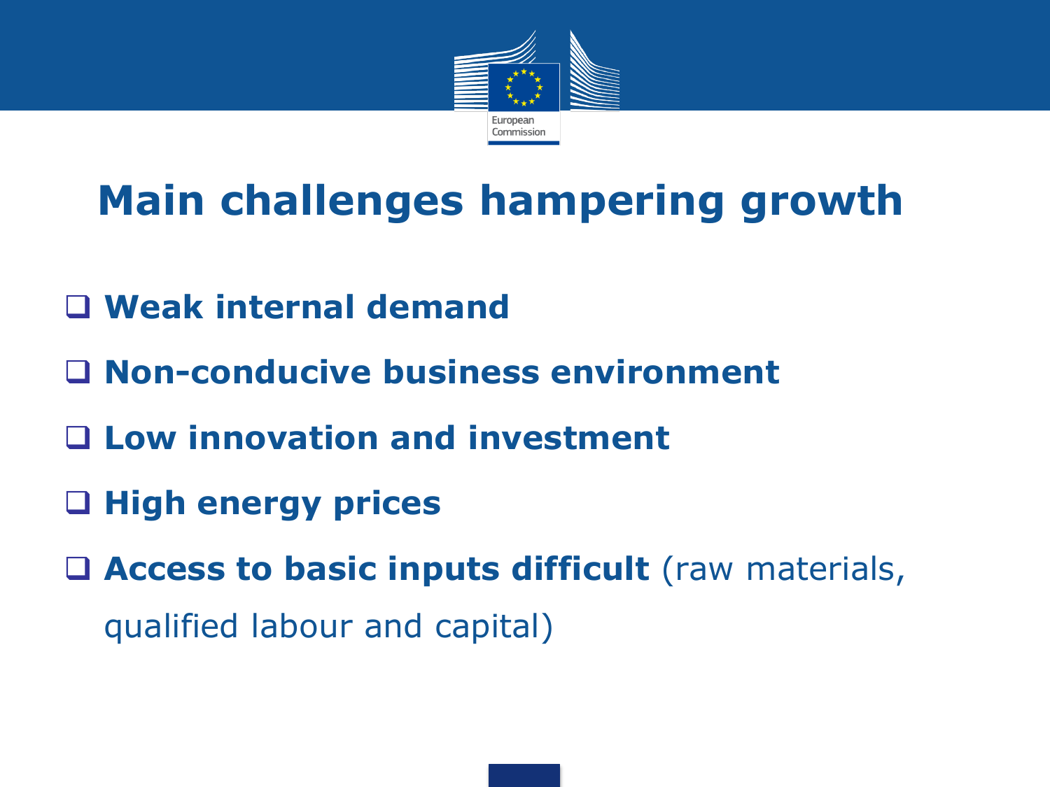# Main challenges hampering growth

- **Weak internal demand**
- **Non-conducive business environment**
- **Low innovation and investment**
- **High energy prices**
- **Access to basic inputs difficult** (raw materials, qualified labour and capital)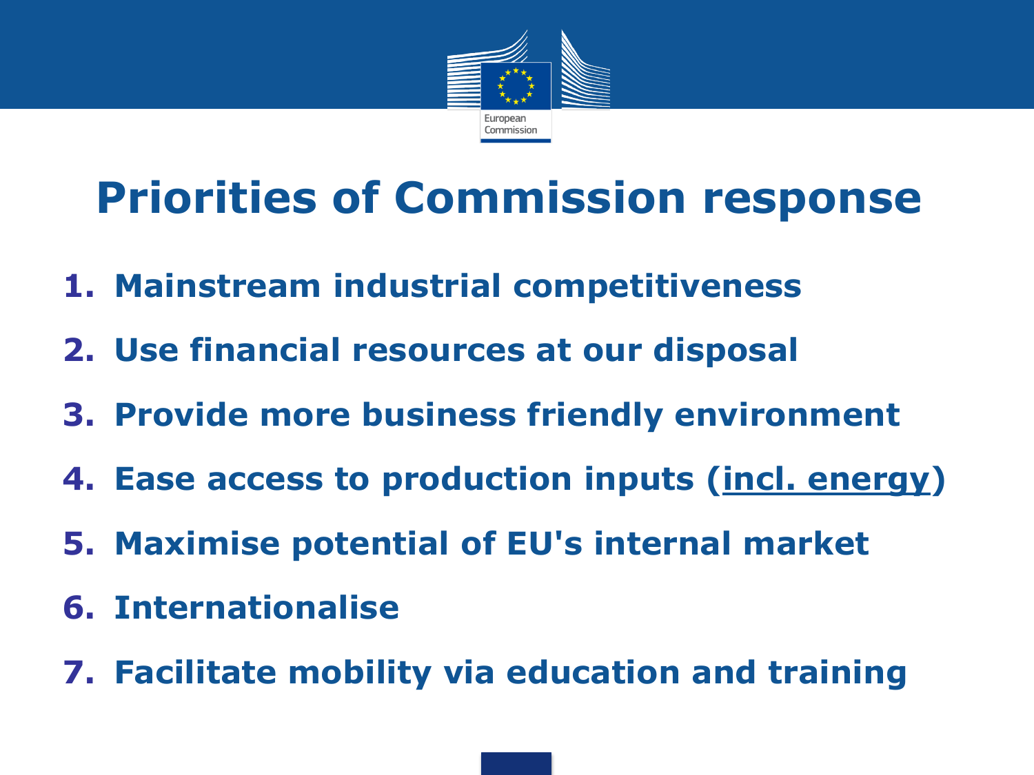# Priorities of Commission response

1. **Mainstream industrial competitiveness**
2. **Use financial resources at our disposal**
3. **Provide more business friendly environment**
4. **Ease access to production inputs (<u>incl. energy</u>)**
5. **Maximise potential of EU's internal market**
6. **Internationalise**
7. **Facilitate mobility via education and training**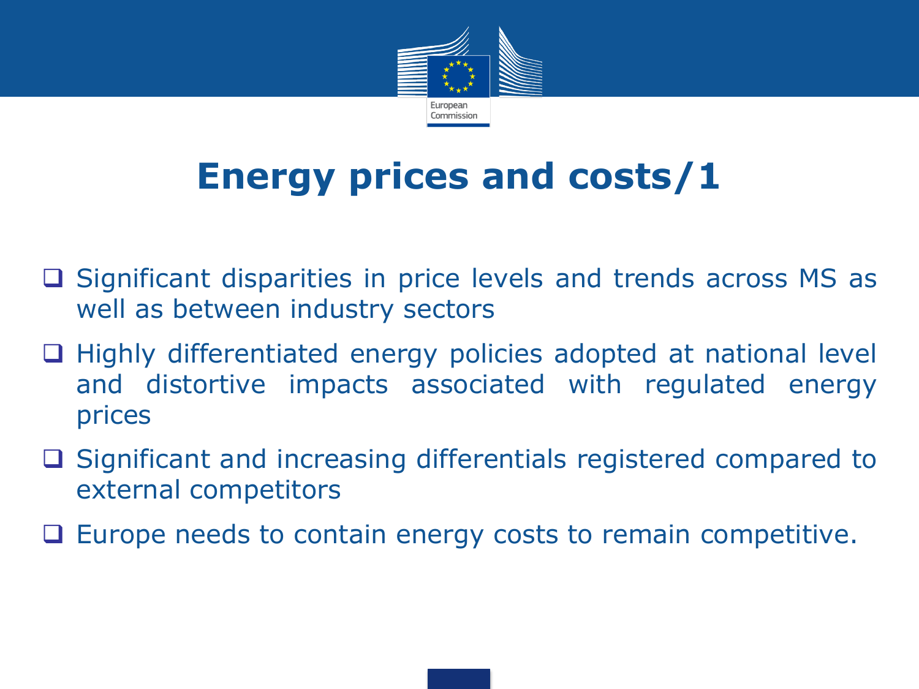# Energy prices and costs/1

- Significant disparities in price levels and trends across MS as well as between industry sectors
- Highly differentiated energy policies adopted at national level and distortive impacts associated with regulated energy prices
- Significant and increasing differentials registered compared to external competitors
- Europe needs to contain energy costs to remain competitive.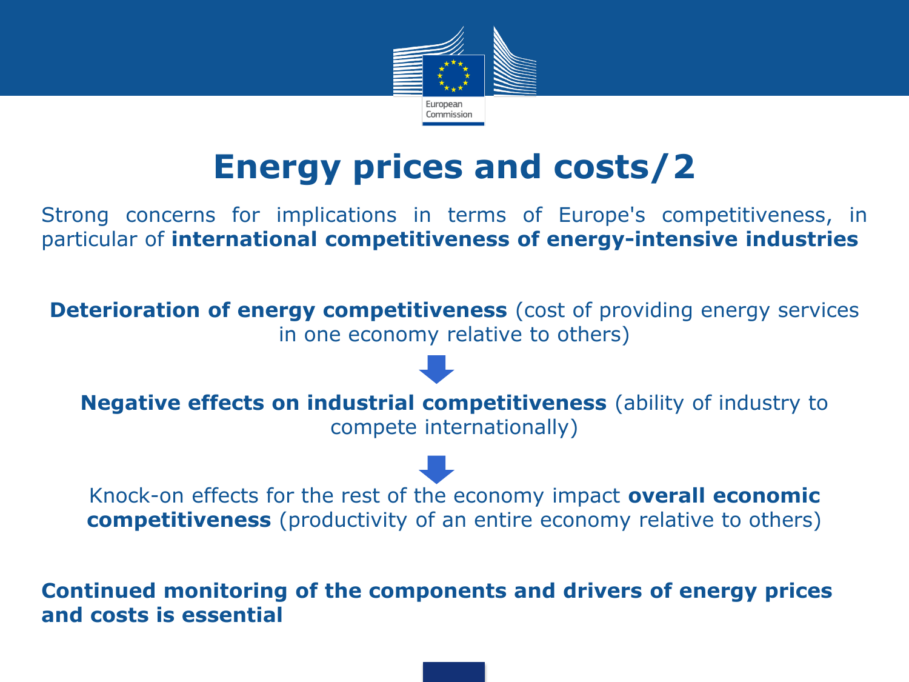# Energy prices and costs/2

Strong concerns for implications in terms of Europe's competitiveness, in particular of **international competitiveness of energy-intensive industries**

**Deterioration of energy competitiveness** (cost of providing energy services in one economy relative to others)

↓

**Negative effects on industrial competitiveness** (ability of industry to compete internationally)

↓

Knock-on effects for the rest of the economy impact **overall economic competitiveness** (productivity of an entire economy relative to others)

**Continued monitoring of the components and drivers of energy prices and costs is essential**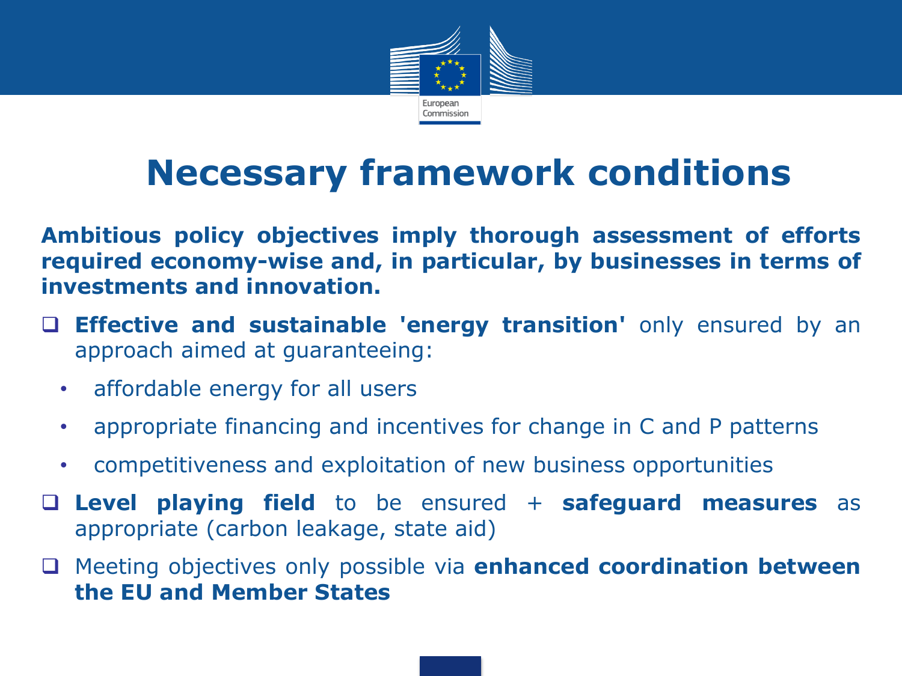# Necessary framework conditions

**Ambitious policy objectives imply thorough assessment of efforts required economy-wise and, in particular, by businesses in terms of investments and innovation.**

- **Effective and sustainable 'energy transition'** only ensured by an approach aimed at guaranteeing:
  - affordable energy for all users
  - appropriate financing and incentives for change in C and P patterns
  - competitiveness and exploitation of new business opportunities
- **Level playing field** to be ensured + **safeguard measures** as appropriate (carbon leakage, state aid)
- Meeting objectives only possible via **enhanced coordination between the EU and Member States**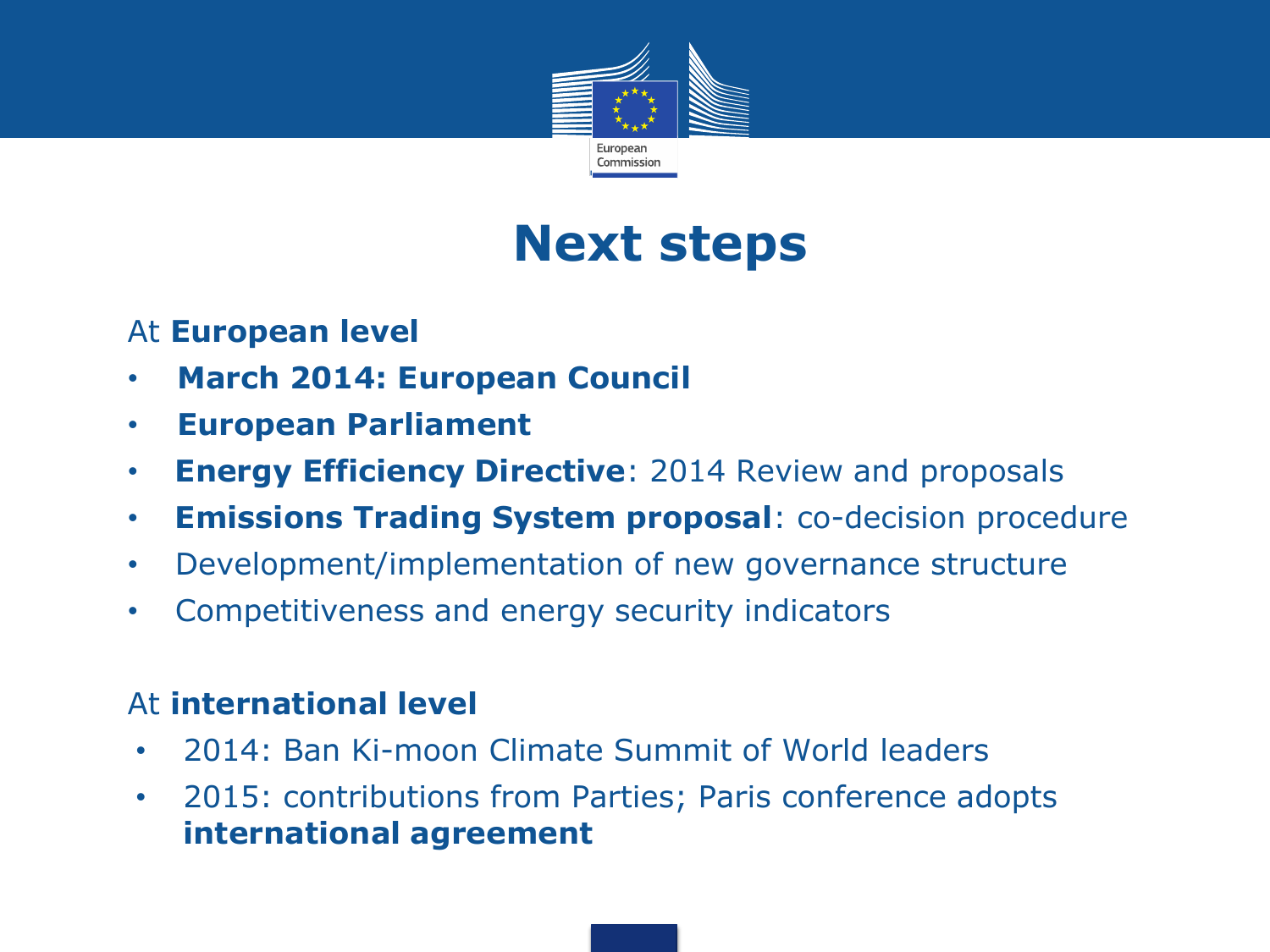# Next steps

At **European level**

- **March 2014: European Council**
- **European Parliament**
- **Energy Efficiency Directive**: 2014 Review and proposals
- **Emissions Trading System proposal**: co-decision procedure
- Development/implementation of new governance structure
- Competitiveness and energy security indicators

At **international level**

- 2014: Ban Ki-moon Climate Summit of World leaders
- 2015: contributions from Parties; Paris conference adopts **international agreement**